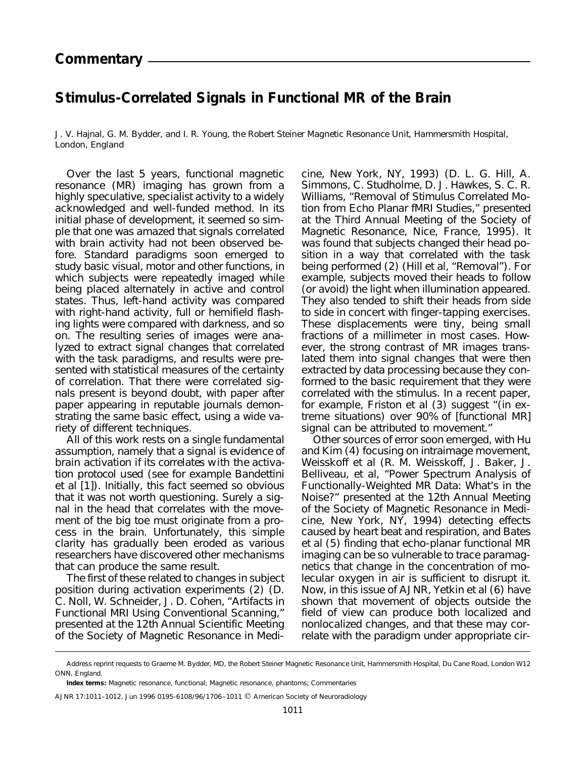**Commentary**

# Stimulus-Correlated Signals in Functional MR of the Brain

J. V. Hajnal, G. M. Bydder, and I. R. Young, the Robert Steiner Magnetic Resonance Unit, Hammersmith Hospital, London, England

Over the last 5 years, functional magnetic resonance (MR) imaging has grown from a highly speculative, specialist activity to a widely acknowledged and well-funded method. In its initial phase of development, it seemed so simple that one was amazed that signals correlated with brain activity had not been observed before. Standard paradigms soon emerged to study basic visual, motor and other functions, in which subjects were repeatedly imaged while being placed alternately in active and control states. Thus, left-hand activity was compared with right-hand activity, full or hemifield flashing lights were compared with darkness, and so on. The resulting series of images were analyzed to extract signal changes that correlated with the task paradigms, and results were presented with statistical measures of the certainty of correlation. That there were correlated signals present is beyond doubt, with paper after paper appearing in reputable journals demonstrating the same basic effect, using a wide variety of different techniques.

All of this work rests on a single fundamental assumption, namely that a signal is *evidence* of brain activation if its *correlates* with the activation protocol used (see for example Bandettini et al [1]). Initially, this fact seemed so obvious that it was not worth questioning. Surely a signal in the head that correlates with the movement of the big toe must originate from a process in the brain. Unfortunately, this simple clarity has gradually been eroded as various researchers have discovered other mechanisms that can produce the same result.

The first of these related to changes in subject position during activation experiments (2) (D. C. Noll, W. Schneider, J. D. Cohen, "Artifacts in Functional MRI Using Conventional Scanning," presented at the 12th Annual Scientific Meeting of the Society of Magnetic Resonance in Medicine, New York, NY, 1993) (D. L. G. Hill, A. Simmons, C. Studholme, D. J. Hawkes, S. C. R. Williams, "Removal of Stimulus Correlated Motion from Echo Planar fMRI Studies," presented at the Third Annual Meeting of the Society of Magnetic Resonance, Nice, France, 1995). It was found that subjects changed their head position in a way that correlated with the task being performed (2) (Hill et al, "Removal"). For example, subjects moved their heads to follow (or avoid) the light when illumination appeared. They also tended to shift their heads from side to side in concert with finger-tapping exercises. These displacements were tiny, being small fractions of a millimeter in most cases. However, the strong contrast of MR images translated them into signal changes that were then extracted by data processing because they conformed to the basic requirement that they were correlated with the stimulus. In a recent paper, for example, Friston et al (3) suggest "(in extreme situations) over 90% of [functional MR] signal can be attributed to movement."

Other sources of error soon emerged, with Hu and Kim (4) focusing on intraimage movement, Weisskoff et al (R. M. Weisskoff, J. Baker, J. Belliveau, et al, "Power Spectrum Analysis of Functionally-Weighted MR Data: What's in the Noise?" presented at the 12th Annual Meeting of the Society of Magnetic Resonance in Medicine, New York, NY, 1994) detecting effects caused by heart beat and respiration, and Bates et al (5) finding that echo-planar functional MR imaging can be so vulnerable to trace paramagnetics that change in the concentration of molecular oxygen in air is sufficient to disrupt it. Now, in this issue of AJNR, Yetkin et al (6) have shown that movement of objects outside the field of view can produce both localized and nonlocalized changes, and that these may correlate with the paradigm under appropriate cir-

Address reprint requests to Graeme M. Bydder, MD, the Robert Steiner Magnetic Resonance Unit, Hammersmith Hospital, Du Cane Road, London W12 ONN, England.

**Index terms:** Magnetic resonance, functional; Magnetic resonance, phantoms; Commentaries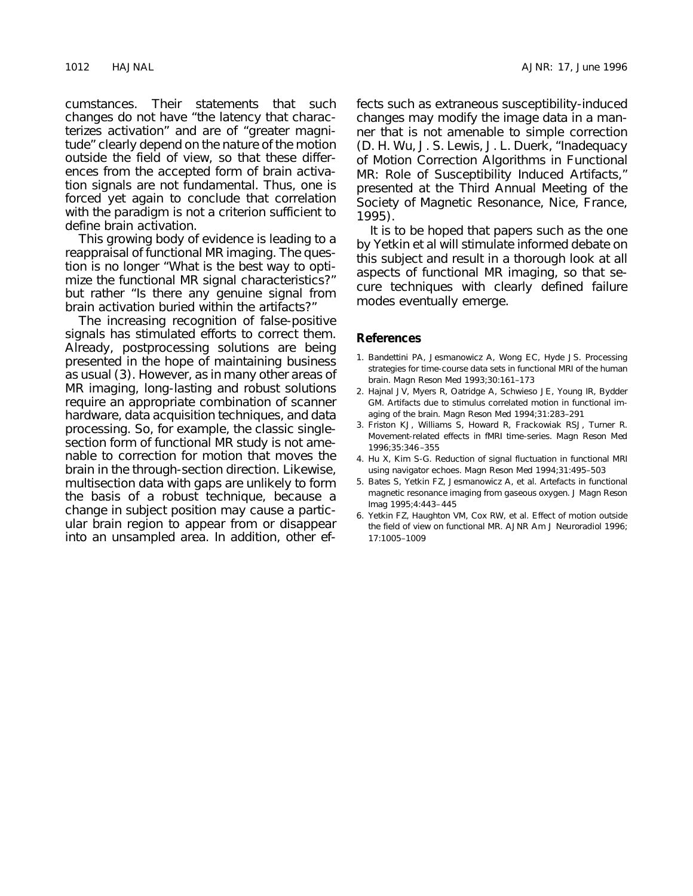cumstances. Their statements that such changes do not have "the latency that characterizes activation" and are of "greater magnitude" clearly depend on the nature of the motion outside the field of view, so that these differences from the accepted form of brain activation signals are not fundamental. Thus, one is forced yet again to conclude that correlation with the paradigm is not a criterion sufficient to define brain activation.

This growing body of evidence is leading to a reappraisal of functional MR imaging. The question is no longer "What is the best way to optimize the functional MR signal characteristics?" but rather "Is there any genuine signal from brain activation buried within the artifacts?"

The increasing recognition of false-positive signals has stimulated efforts to correct them. Already, postprocessing solutions are being presented in the hope of maintaining business as usual (3). However, as in many other areas of MR imaging, long-lasting and robust solutions require an appropriate combination of scanner hardware, data acquisition techniques, and data processing. So, for example, the classic single-section form of functional MR study is not amenable to correction for motion that moves the brain in the through-section direction. Likewise, multisection data with gaps are unlikely to form the basis of a robust technique, because a change in subject position may cause a particular brain region to appear from or disappear into an unsampled area. In addition, other effects such as extraneous susceptibility-induced changes may modify the image data in a manner that is not amenable to simple correction (D. H. Wu, J. S. Lewis, J. L. Duerk, "Inadequacy of Motion Correction Algorithms in Functional MR: Role of Susceptibility Induced Artifacts," presented at the Third Annual Meeting of the Society of Magnetic Resonance, Nice, France, 1995).

It is to be hoped that papers such as the one by Yetkin et al will stimulate informed debate on this subject and result in a thorough look at all aspects of functional MR imaging, so that secure techniques with clearly defined failure modes eventually emerge.

## References

1. Bandettini PA, Jesmanowicz A, Wong EC, Hyde JS. Processing strategies for time-course data sets in functional MRI of the human brain. Magn Reson Med 1993;30:161–173
2. Hajnal JV, Myers R, Oatridge A, Schwieso JE, Young IR, Bydder GM. Artifacts due to stimulus correlated motion in functional imaging of the brain. Magn Reson Med 1994;31:283–291
3. Friston KJ, Williams S, Howard R, Frackowiak RSJ, Turner R. Movement-related effects in fMRI time-series. Magn Reson Med 1996;35:346–355
4. Hu X, Kim S-G. Reduction of signal fluctuation in functional MRI using navigator echoes. Magn Reson Med 1994;31:495–503
5. Bates S, Yetkin FZ, Jesmanowicz A, et al. Artefacts in functional magnetic resonance imaging from gaseous oxygen. J Magn Reson Imag 1995;4:443–445
6. Yetkin FZ, Haughton VM, Cox RW, et al. Effect of motion outside the field of view on functional MR. AJNR Am J Neuroradiol 1996; 17:1005–1009